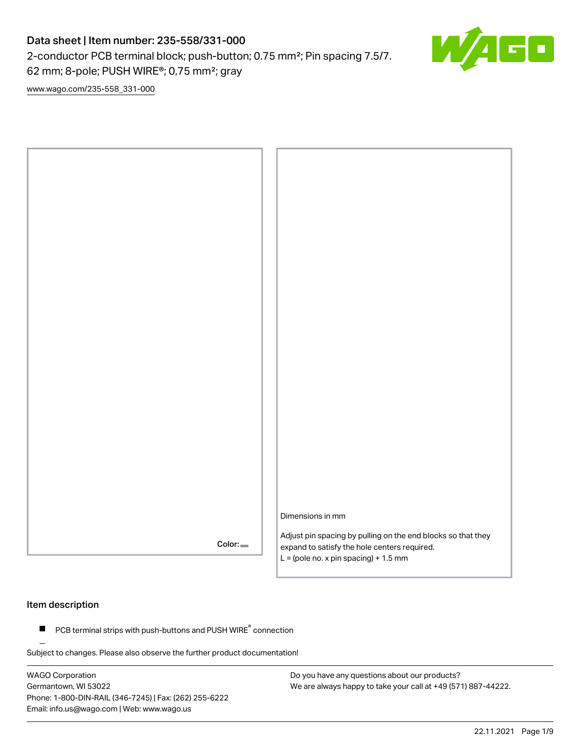# Data sheet | Item number: 235-558/331-000

2-conductor PCB terminal block; push-button; 0.75 mm²; Pin spacing 7.5/7.62 mm; 8-pole; PUSH WIRE®; 0,75 mm²; gray

www.wago.com/235-558_331-000

Color:

Dimensions in mm

Adjust pin spacing by pulling on the end blocks so that they expand to satisfy the hole centers required.
L = (pole no. x pin spacing) + 1.5 mm

## Item description

- PCB terminal strips with push-buttons and PUSH WIRE® connection

Subject to changes. Please also observe the further product documentation!

WAGO Corporation
Germantown, WI 53022
Phone: 1-800-DIN-RAIL (346-7245) | Fax: (262) 255-6222
Email: info.us@wago.com | Web: www.wago.us

Do you have any questions about our products?
We are always happy to take your call at +49 (571) 887-44222.

22.11.2021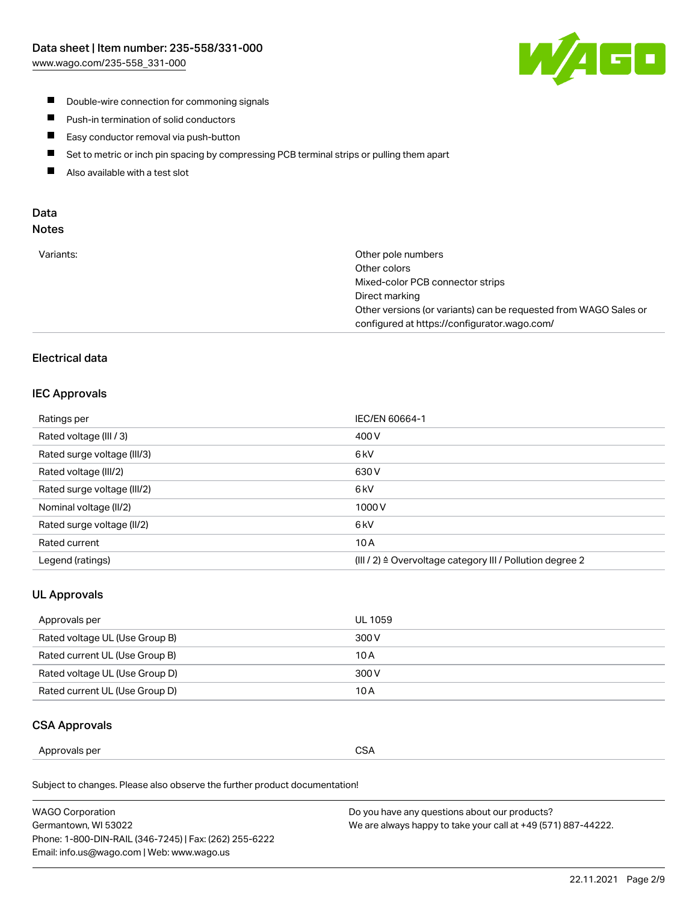- Double-wire connection for commoning signals
- Push-in termination of solid conductors
- Easy conductor removal via push-button
- Set to metric or inch pin spacing by compressing PCB terminal strips or pulling them apart
- Also available with a test slot

## Data

### Notes

| | |
|---|---|
| Variants: | Other pole numbers<br>Other colors<br>Mixed-color PCB connector strips<br>Direct marking<br>Other versions (or variants) can be requested from WAGO Sales or configured at https://configurator.wago.com/ |

### Electrical data

#### IEC Approvals

| | |
|---|---|
| Ratings per | IEC/EN 60664-1 |
| Rated voltage (III / 3) | 400 V |
| Rated surge voltage (III/3) | 6 kV |
| Rated voltage (III/2) | 630 V |
| Rated surge voltage (III/2) | 6 kV |
| Nominal voltage (II/2) | 1000 V |
| Rated surge voltage (II/2) | 6 kV |
| Rated current | 10 A |
| Legend (ratings) | (III / 2) ≙ Overvoltage category III / Pollution degree 2 |

#### UL Approvals

| | |
|---|---|
| Approvals per | UL 1059 |
| Rated voltage UL (Use Group B) | 300 V |
| Rated current UL (Use Group B) | 10 A |
| Rated voltage UL (Use Group D) | 300 V |
| Rated current UL (Use Group D) | 10 A |

#### CSA Approvals

| | |
|---|---|
| Approvals per | CSA |

Subject to changes. Please also observe the further product documentation!

WAGO Corporation
Germantown, WI 53022
Phone: 1-800-DIN-RAIL (346-7245) | Fax: (262) 255-6222
Email: info.us@wago.com | Web: www.wago.us

Do you have any questions about our products?
We are always happy to take your call at +49 (571) 887-44222.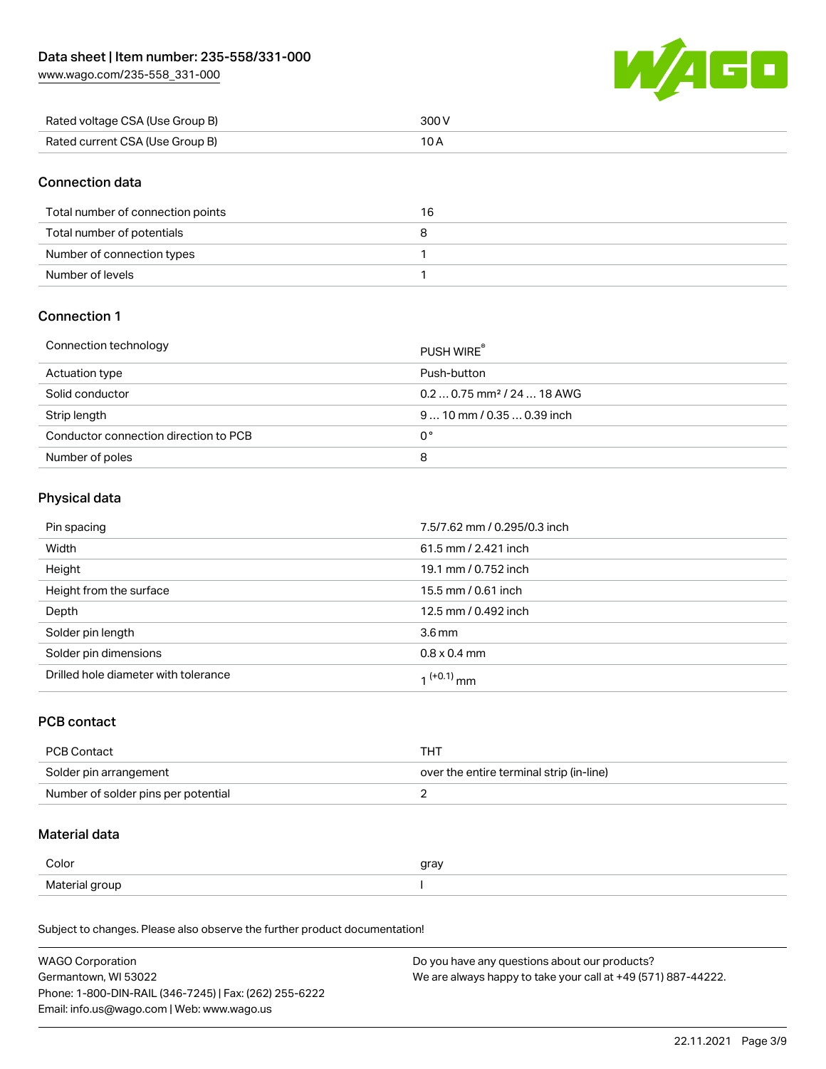| Rated voltage CSA (Use Group B) | 300 V |
| --- | --- |
| Rated current CSA (Use Group B) | 10 A |

## Connection data

| Total number of connection points | 16 |
| --- | --- |
| Total number of potentials | 8 |
| Number of connection types | 1 |
| Number of levels | 1 |

## Connection 1

| Connection technology | PUSH WIRE® |
| --- | --- |
| Actuation type | Push-button |
| Solid conductor | 0.2 … 0.75 mm² / 24 … 18 AWG |
| Strip length | 9 … 10 mm / 0.35 … 0.39 inch |
| Conductor connection direction to PCB | 0 ° |
| Number of poles | 8 |

## Physical data

| Pin spacing | 7.5/7.62 mm / 0.295/0.3 inch |
| --- | --- |
| Width | 61.5 mm / 2.421 inch |
| Height | 19.1 mm / 0.752 inch |
| Height from the surface | 15.5 mm / 0.61 inch |
| Depth | 12.5 mm / 0.492 inch |
| Solder pin length | 3.6 mm |
| Solder pin dimensions | 0.8 x 0.4 mm |
| Drilled hole diameter with tolerance | $1^{(+0.1)}$ mm |

## PCB contact

| PCB Contact | THT |
| --- | --- |
| Solder pin arrangement | over the entire terminal strip (in-line) |
| Number of solder pins per potential | 2 |

## Material data

| Color | gray |
| --- | --- |
| Material group | I |

Subject to changes. Please also observe the further product documentation!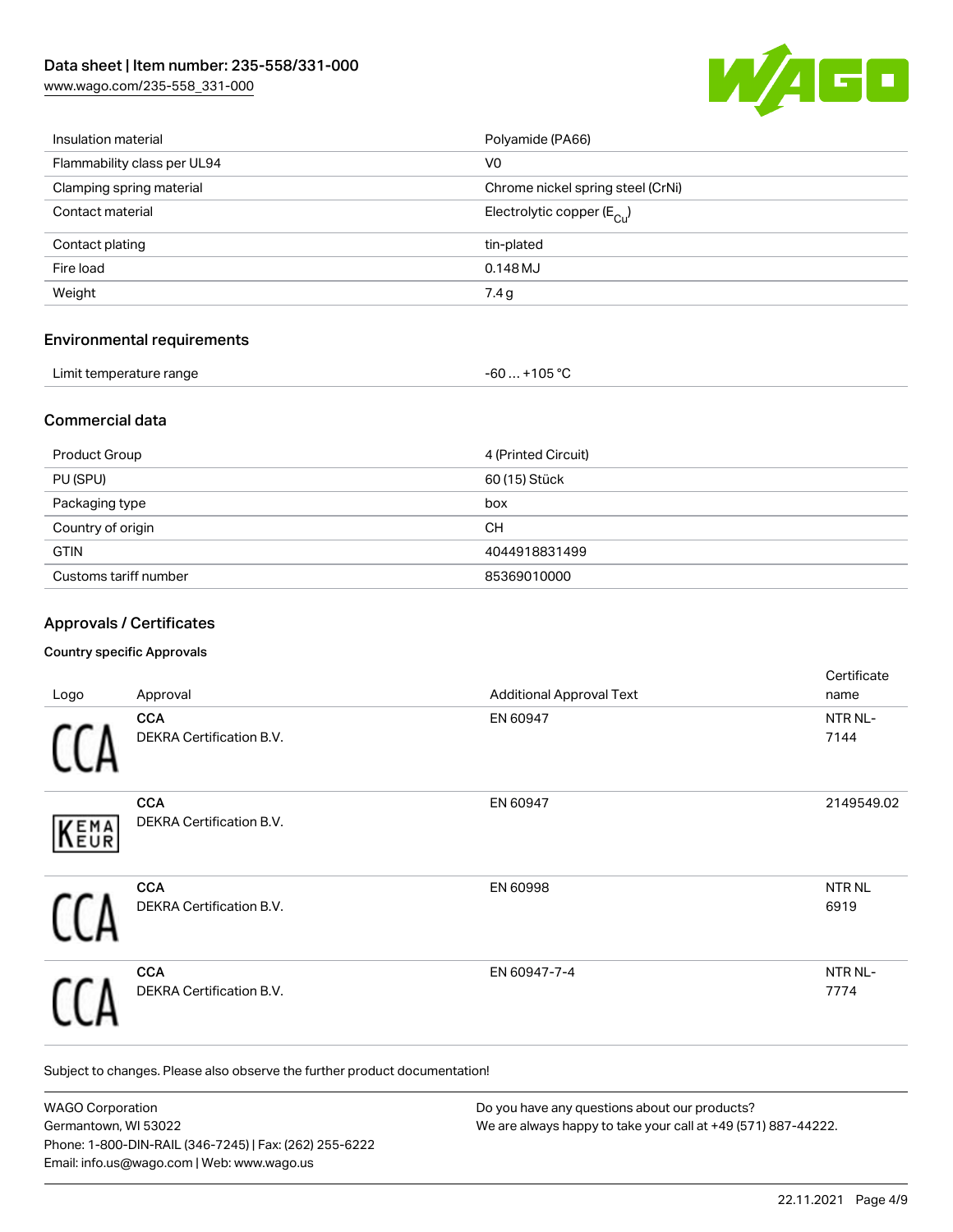| | |
|---|---|
| Insulation material | Polyamide (PA66) |
| Flammability class per UL94 | V0 |
| Clamping spring material | Chrome nickel spring steel (CrNi) |
| Contact material | Electrolytic copper ($E_{Cu}$) |
| Contact plating | tin-plated |
| Fire load | 0.148 MJ |
| Weight | 7.4 g |

## Environmental requirements

| | |
|---|---|
| Limit temperature range | -60 … +105 °C |

## Commercial data

| | |
|---|---|
| Product Group | 4 (Printed Circuit) |
| PU (SPU) | 60 (15) Stück |
| Packaging type | box |
| Country of origin | CH |
| GTIN | 4044918831499 |
| Customs tariff number | 85369010000 |

## Approvals / Certificates

### Country specific Approvals

| Logo | Approval | Additional Approval Text | Certificate name |
|---|---|---|---|
| | **CCA** DEKRA Certification B.V. | EN 60947 | NTR NL-7144 |
| | **CCA** DEKRA Certification B.V. | EN 60947 | 2149549.02 |
| | **CCA** DEKRA Certification B.V. | EN 60998 | NTR NL 6919 |
| | **CCA** DEKRA Certification B.V. | EN 60947-7-4 | NTR NL-7774 |

Subject to changes. Please also observe the further product documentation!

WAGO Corporation
Germantown, WI 53022
Phone: 1-800-DIN-RAIL (346-7245) | Fax: (262) 255-6222
Email: info.us@wago.com | Web: www.wago.us

Do you have any questions about our products?
We are always happy to take your call at +49 (571) 887-44222.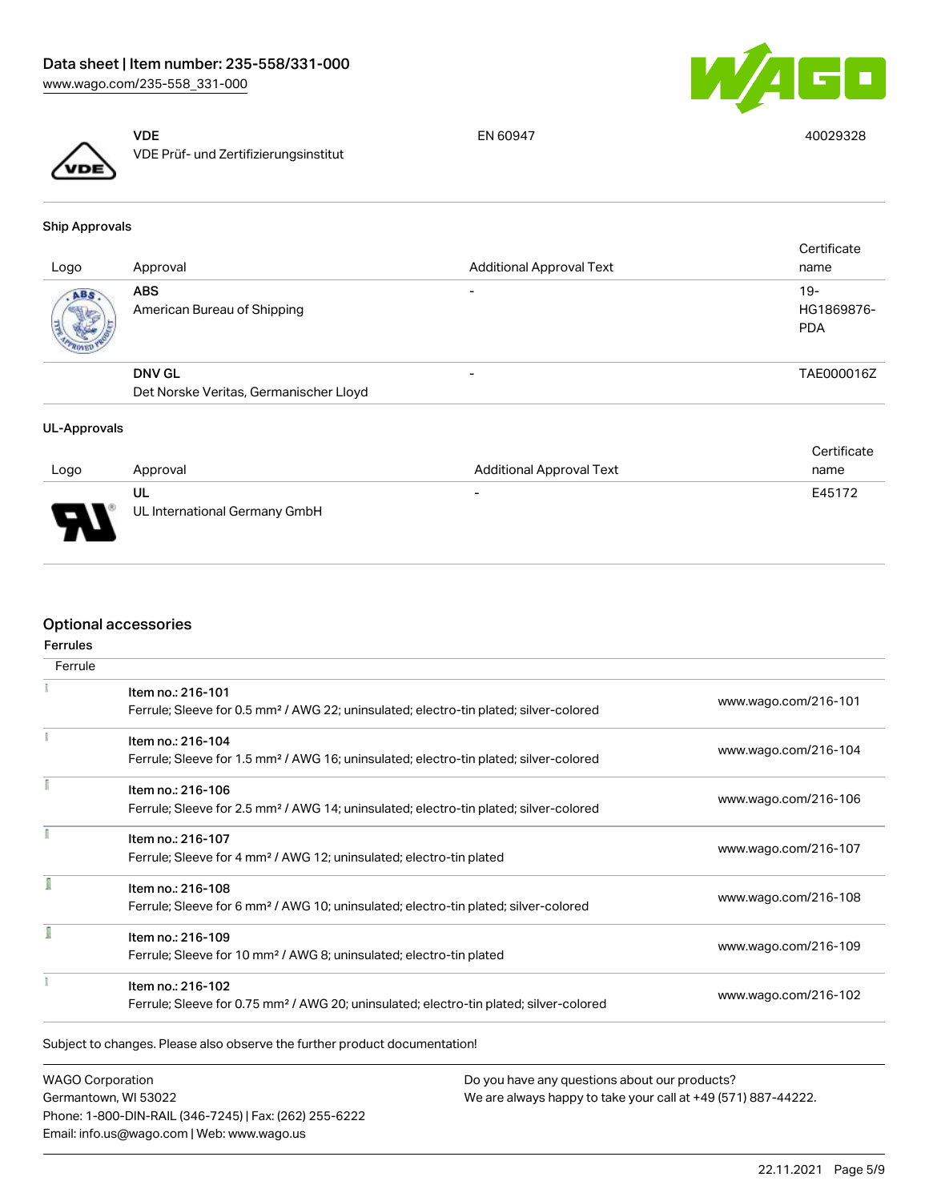| | | | |
|---|---|---|---|
| | **VDE**<br>VDE Prüf- und Zertifizierungsinstitut | EN 60947 | 40029328 |

### Ship Approvals

| Logo | Approval | Additional Approval Text | Certificate name |
|---|---|---|---|
| | **ABS**<br>American Bureau of Shipping | - | 19-HG1869876-PDA |
| | **DNV GL**<br>Det Norske Veritas, Germanischer Lloyd | - | TAE000016Z |

### UL-Approvals

| Logo | Approval | Additional Approval Text | Certificate name |
|---|---|---|---|
| | **UL**<br>UL International Germany GmbH | - | E45172 |

## Optional accessories

### Ferrules

| Ferrule | | |
|---|---|---|
| | Item no.: 216-101<br>Ferrule; Sleeve for 0.5 mm² / AWG 22; uninsulated; electro-tin plated; silver-colored | www.wago.com/216-101 |
| | Item no.: 216-104<br>Ferrule; Sleeve for 1.5 mm² / AWG 16; uninsulated; electro-tin plated; silver-colored | www.wago.com/216-104 |
| | Item no.: 216-106<br>Ferrule; Sleeve for 2.5 mm² / AWG 14; uninsulated; electro-tin plated; silver-colored | www.wago.com/216-106 |
| | Item no.: 216-107<br>Ferrule; Sleeve for 4 mm² / AWG 12; uninsulated; electro-tin plated | www.wago.com/216-107 |
| | Item no.: 216-108<br>Ferrule; Sleeve for 6 mm² / AWG 10; uninsulated; electro-tin plated; silver-colored | www.wago.com/216-108 |
| | Item no.: 216-109<br>Ferrule; Sleeve for 10 mm² / AWG 8; uninsulated; electro-tin plated | www.wago.com/216-109 |
| | Item no.: 216-102<br>Ferrule; Sleeve for 0.75 mm² / AWG 20; uninsulated; electro-tin plated; silver-colored | www.wago.com/216-102 |

Subject to changes. Please also observe the further product documentation!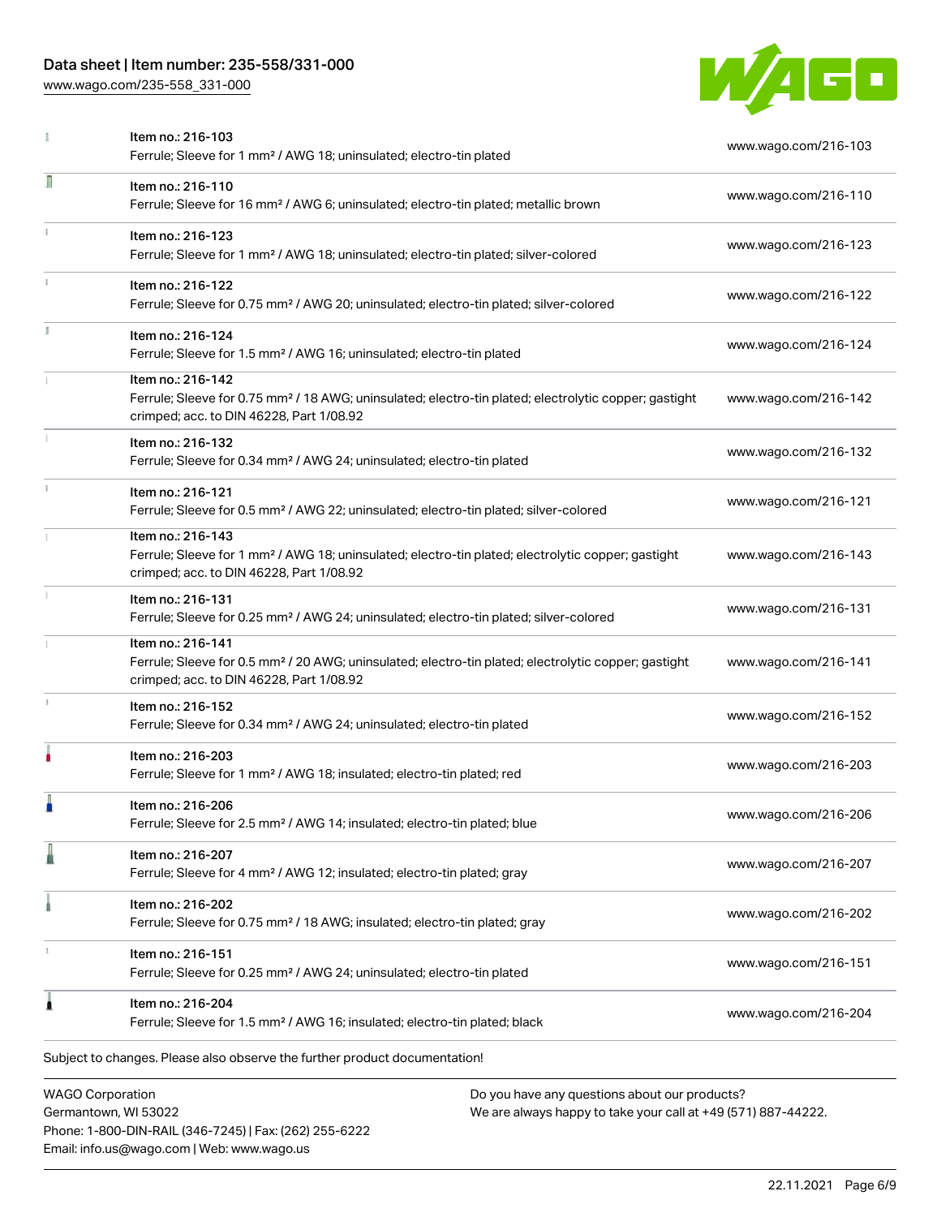| | | |
|---|---|---|
| | Item no.: 216-103<br>Ferrule; Sleeve for 1 mm² / AWG 18; uninsulated; electro-tin plated | www.wago.com/216-103 |
| | Item no.: 216-110<br>Ferrule; Sleeve for 16 mm² / AWG 6; uninsulated; electro-tin plated; metallic brown | www.wago.com/216-110 |
| | Item no.: 216-123<br>Ferrule; Sleeve for 1 mm² / AWG 18; uninsulated; electro-tin plated; silver-colored | www.wago.com/216-123 |
| | Item no.: 216-122<br>Ferrule; Sleeve for 0.75 mm² / AWG 20; uninsulated; electro-tin plated; silver-colored | www.wago.com/216-122 |
| | Item no.: 216-124<br>Ferrule; Sleeve for 1.5 mm² / AWG 16; uninsulated; electro-tin plated | www.wago.com/216-124 |
| | Item no.: 216-142<br>Ferrule; Sleeve for 0.75 mm² / 18 AWG; uninsulated; electro-tin plated; electrolytic copper; gastight crimped; acc. to DIN 46228, Part 1/08.92 | www.wago.com/216-142 |
| | Item no.: 216-132<br>Ferrule; Sleeve for 0.34 mm² / AWG 24; uninsulated; electro-tin plated | www.wago.com/216-132 |
| | Item no.: 216-121<br>Ferrule; Sleeve for 0.5 mm² / AWG 22; uninsulated; electro-tin plated; silver-colored | www.wago.com/216-121 |
| | Item no.: 216-143<br>Ferrule; Sleeve for 1 mm² / AWG 18; uninsulated; electro-tin plated; electrolytic copper; gastight crimped; acc. to DIN 46228, Part 1/08.92 | www.wago.com/216-143 |
| | Item no.: 216-131<br>Ferrule; Sleeve for 0.25 mm² / AWG 24; uninsulated; electro-tin plated; silver-colored | www.wago.com/216-131 |
| | Item no.: 216-141<br>Ferrule; Sleeve for 0.5 mm² / 20 AWG; uninsulated; electro-tin plated; electrolytic copper; gastight crimped; acc. to DIN 46228, Part 1/08.92 | www.wago.com/216-141 |
| | Item no.: 216-152<br>Ferrule; Sleeve for 0.34 mm² / AWG 24; uninsulated; electro-tin plated | www.wago.com/216-152 |
| | Item no.: 216-203<br>Ferrule; Sleeve for 1 mm² / AWG 18; insulated; electro-tin plated; red | www.wago.com/216-203 |
| | Item no.: 216-206<br>Ferrule; Sleeve for 2.5 mm² / AWG 14; insulated; electro-tin plated; blue | www.wago.com/216-206 |
| | Item no.: 216-207<br>Ferrule; Sleeve for 4 mm² / AWG 12; insulated; electro-tin plated; gray | www.wago.com/216-207 |
| | Item no.: 216-202<br>Ferrule; Sleeve for 0.75 mm² / 18 AWG; insulated; electro-tin plated; gray | www.wago.com/216-202 |
| | Item no.: 216-151<br>Ferrule; Sleeve for 0.25 mm² / AWG 24; uninsulated; electro-tin plated | www.wago.com/216-151 |
| | Item no.: 216-204<br>Ferrule; Sleeve for 1.5 mm² / AWG 16; insulated; electro-tin plated; black | www.wago.com/216-204 |

Subject to changes. Please also observe the further product documentation!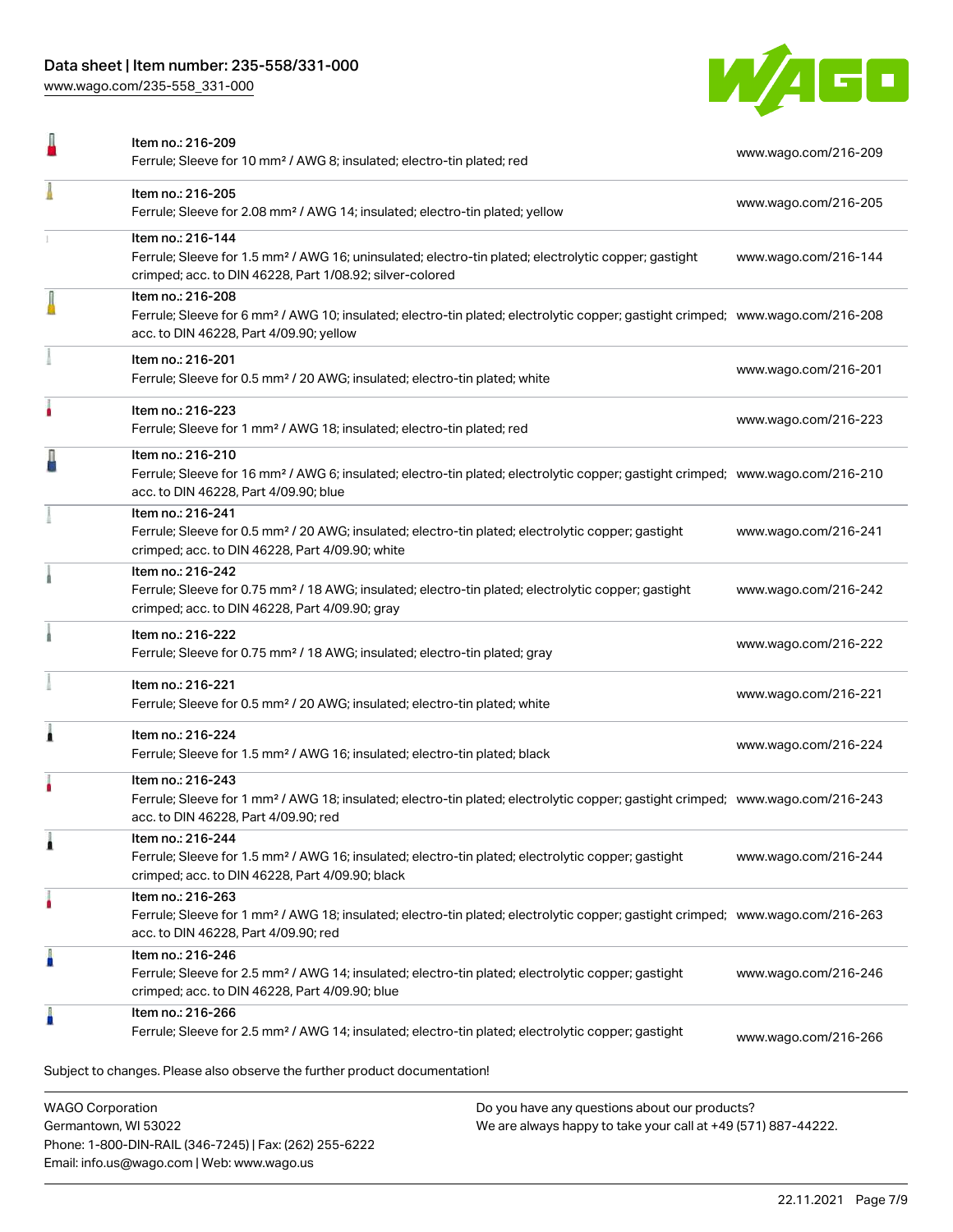| Item | Description | Link |
| --- | --- | --- |
| Item no.: 216-209 | Ferrule; Sleeve for 10 mm² / AWG 8; insulated; electro-tin plated; red | www.wago.com/216-209 |
| Item no.: 216-205 | Ferrule; Sleeve for 2.08 mm² / AWG 14; insulated; electro-tin plated; yellow | www.wago.com/216-205 |
| Item no.: 216-144 | Ferrule; Sleeve for 1.5 mm² / AWG 16; uninsulated; electro-tin plated; electrolytic copper; gastight crimped; acc. to DIN 46228, Part 1/08.92; silver-colored | www.wago.com/216-144 |
| Item no.: 216-208 | Ferrule; Sleeve for 6 mm² / AWG 10; insulated; electro-tin plated; electrolytic copper; gastight crimped; acc. to DIN 46228, Part 4/09.90; yellow | www.wago.com/216-208 |
| Item no.: 216-201 | Ferrule; Sleeve for 0.5 mm² / 20 AWG; insulated; electro-tin plated; white | www.wago.com/216-201 |
| Item no.: 216-223 | Ferrule; Sleeve for 1 mm² / AWG 18; insulated; electro-tin plated; red | www.wago.com/216-223 |
| Item no.: 216-210 | Ferrule; Sleeve for 16 mm² / AWG 6; insulated; electro-tin plated; electrolytic copper; gastight crimped; acc. to DIN 46228, Part 4/09.90; blue | www.wago.com/216-210 |
| Item no.: 216-241 | Ferrule; Sleeve for 0.5 mm² / 20 AWG; insulated; electro-tin plated; electrolytic copper; gastight crimped; acc. to DIN 46228, Part 4/09.90; white | www.wago.com/216-241 |
| Item no.: 216-242 | Ferrule; Sleeve for 0.75 mm² / 18 AWG; insulated; electro-tin plated; electrolytic copper; gastight crimped; acc. to DIN 46228, Part 4/09.90; gray | www.wago.com/216-242 |
| Item no.: 216-222 | Ferrule; Sleeve for 0.75 mm² / 18 AWG; insulated; electro-tin plated; gray | www.wago.com/216-222 |
| Item no.: 216-221 | Ferrule; Sleeve for 0.5 mm² / 20 AWG; insulated; electro-tin plated; white | www.wago.com/216-221 |
| Item no.: 216-224 | Ferrule; Sleeve for 1.5 mm² / AWG 16; insulated; electro-tin plated; black | www.wago.com/216-224 |
| Item no.: 216-243 | Ferrule; Sleeve for 1 mm² / AWG 18; insulated; electro-tin plated; electrolytic copper; gastight crimped; acc. to DIN 46228, Part 4/09.90; red | www.wago.com/216-243 |
| Item no.: 216-244 | Ferrule; Sleeve for 1.5 mm² / AWG 16; insulated; electro-tin plated; electrolytic copper; gastight crimped; acc. to DIN 46228, Part 4/09.90; black | www.wago.com/216-244 |
| Item no.: 216-263 | Ferrule; Sleeve for 1 mm² / AWG 18; insulated; electro-tin plated; electrolytic copper; gastight crimped; acc. to DIN 46228, Part 4/09.90; red | www.wago.com/216-263 |
| Item no.: 216-246 | Ferrule; Sleeve for 2.5 mm² / AWG 14; insulated; electro-tin plated; electrolytic copper; gastight crimped; acc. to DIN 46228, Part 4/09.90; blue | www.wago.com/216-246 |
| Item no.: 216-266 | Ferrule; Sleeve for 2.5 mm² / AWG 14; insulated; electro-tin plated; electrolytic copper; gastight | www.wago.com/216-266 |

Subject to changes. Please also observe the further product documentation!

WAGO Corporation
Germantown, WI 53022
Phone: 1-800-DIN-RAIL (346-7245) | Fax: (262) 255-6222
Email: info.us@wago.com | Web: www.wago.us

Do you have any questions about our products?
We are always happy to take your call at +49 (571) 887-44222.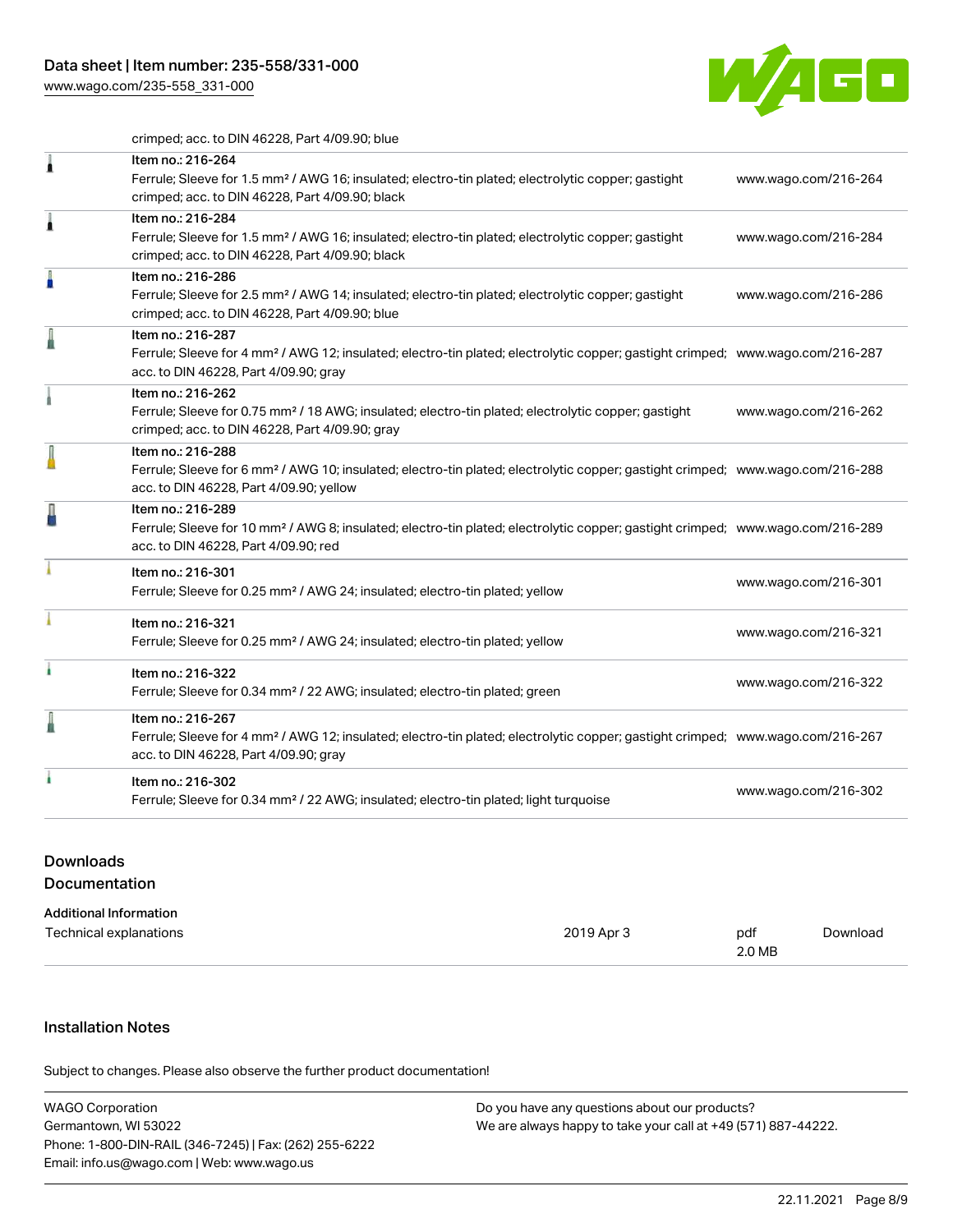crimped; acc. to DIN 46228, Part 4/09.90; blue

| | | |
|---|---|---|
| | Item no.: 216-264<br>Ferrule; Sleeve for 1.5 mm² / AWG 16; insulated; electro-tin plated; electrolytic copper; gastight crimped; acc. to DIN 46228, Part 4/09.90; black | www.wago.com/216-264 |
| | Item no.: 216-284<br>Ferrule; Sleeve for 1.5 mm² / AWG 16; insulated; electro-tin plated; electrolytic copper; gastight crimped; acc. to DIN 46228, Part 4/09.90; black | www.wago.com/216-284 |
| | Item no.: 216-286<br>Ferrule; Sleeve for 2.5 mm² / AWG 14; insulated; electro-tin plated; electrolytic copper; gastight crimped; acc. to DIN 46228, Part 4/09.90; blue | www.wago.com/216-286 |
| | Item no.: 216-287<br>Ferrule; Sleeve for 4 mm² / AWG 12; insulated; electro-tin plated; electrolytic copper; gastight crimped; acc. to DIN 46228, Part 4/09.90; gray | www.wago.com/216-287 |
| | Item no.: 216-262<br>Ferrule; Sleeve for 0.75 mm² / 18 AWG; insulated; electro-tin plated; electrolytic copper; gastight crimped; acc. to DIN 46228, Part 4/09.90; gray | www.wago.com/216-262 |
| | Item no.: 216-288<br>Ferrule; Sleeve for 6 mm² / AWG 10; insulated; electro-tin plated; electrolytic copper; gastight crimped; acc. to DIN 46228, Part 4/09.90; yellow | www.wago.com/216-288 |
| | Item no.: 216-289<br>Ferrule; Sleeve for 10 mm² / AWG 8; insulated; electro-tin plated; electrolytic copper; gastight crimped; acc. to DIN 46228, Part 4/09.90; red | www.wago.com/216-289 |
| | Item no.: 216-301<br>Ferrule; Sleeve for 0.25 mm² / AWG 24; insulated; electro-tin plated; yellow | www.wago.com/216-301 |
| | Item no.: 216-321<br>Ferrule; Sleeve for 0.25 mm² / AWG 24; insulated; electro-tin plated; yellow | www.wago.com/216-321 |
| | Item no.: 216-322<br>Ferrule; Sleeve for 0.34 mm² / 22 AWG; insulated; electro-tin plated; green | www.wago.com/216-322 |
| | Item no.: 216-267<br>Ferrule; Sleeve for 4 mm² / AWG 12; insulated; electro-tin plated; electrolytic copper; gastight crimped; acc. to DIN 46228, Part 4/09.90; gray | www.wago.com/216-267 |
| | Item no.: 216-302<br>Ferrule; Sleeve for 0.34 mm² / 22 AWG; insulated; electro-tin plated; light turquoise | www.wago.com/216-302 |

## Downloads

### Documentation

**Additional Information**

| | | | |
|---|---|---|---|
| Technical explanations | 2019 Apr 3 | pdf<br>2.0 MB | Download |

## Installation Notes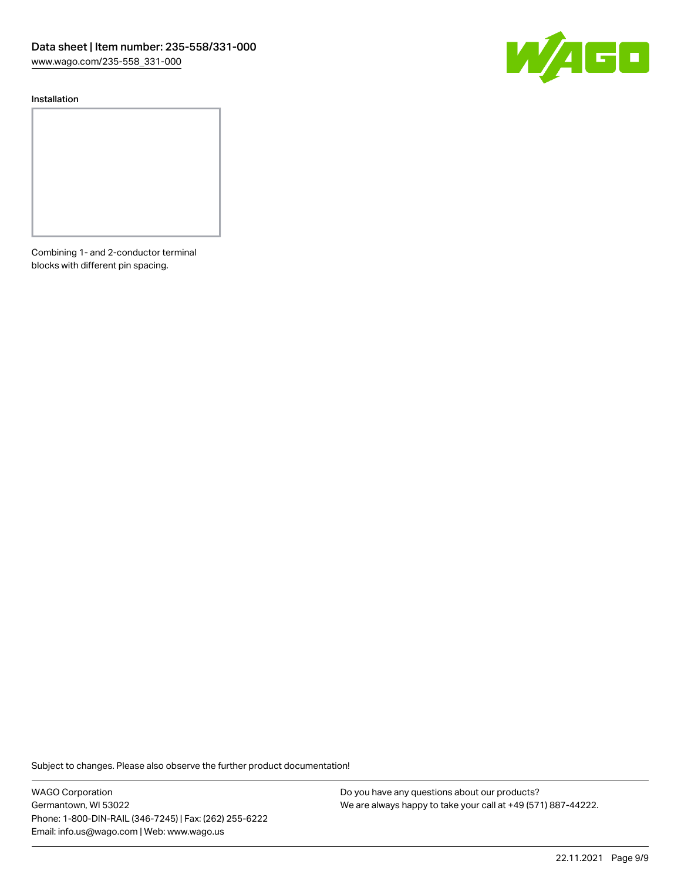Installation

Combining 1- and 2-conductor terminal blocks with different pin spacing.